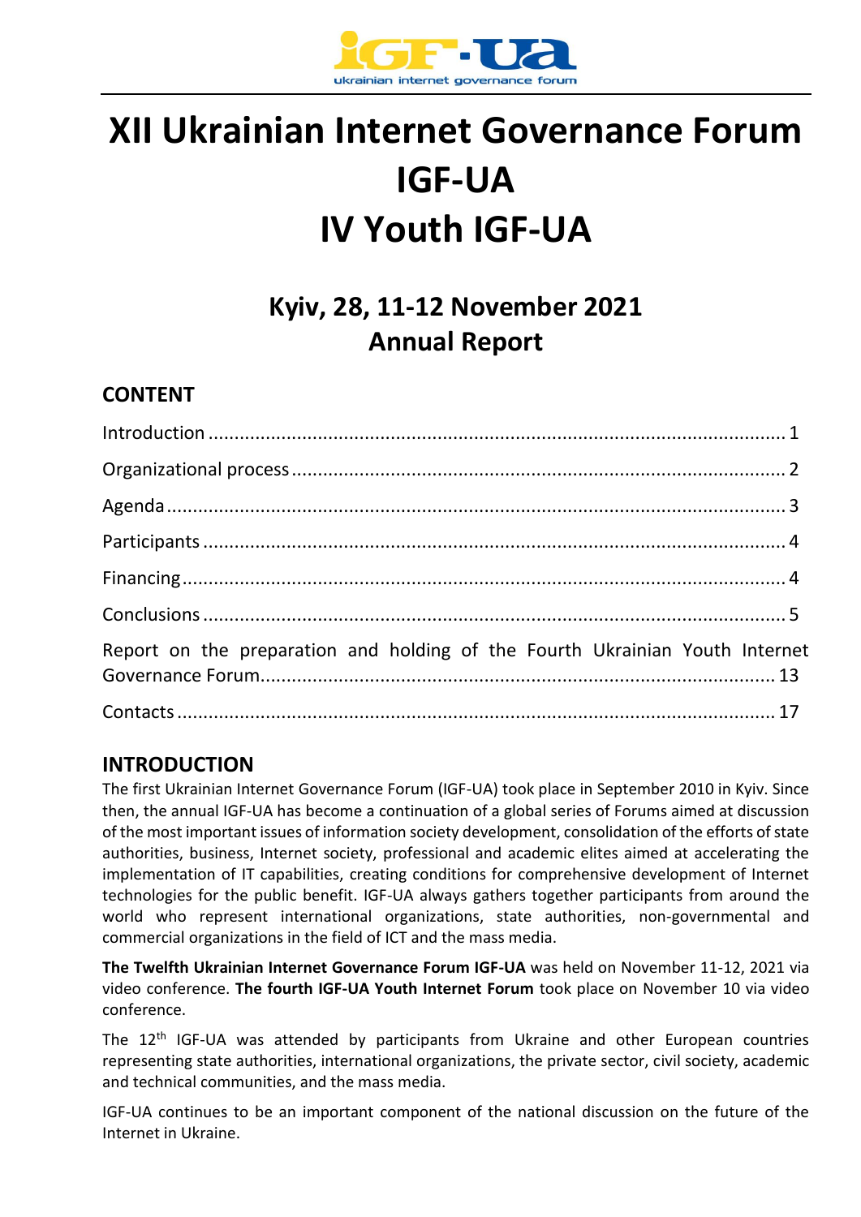# XII Ukrainian Internet Governance Forum IGF-UA IV Youth IGF-UA

## Kyiv, 28, 11-12 November 2021
## Annual Report

## CONTENT

Introduction ........ 1
Organizational process ........ 2
Agenda ........ 3
Participants ........ 4
Financing ........ 4
Conclusions ........ 5
Report on the preparation and holding of the Fourth Ukrainian Youth Internet Governance Forum ........ 13
Contacts ........ 17

## INTRODUCTION

The first Ukrainian Internet Governance Forum (IGF-UA) took place in September 2010 in Kyiv. Since then, the annual IGF-UA has become a continuation of a global series of Forums aimed at discussion of the most important issues of information society development, consolidation of the efforts of state authorities, business, Internet society, professional and academic elites aimed at accelerating the implementation of IT capabilities, creating conditions for comprehensive development of Internet technologies for the public benefit. IGF-UA always gathers together participants from around the world who represent international organizations, state authorities, non-governmental and commercial organizations in the field of ICT and the mass media.

**The Twelfth Ukrainian Internet Governance Forum IGF-UA** was held on November 11-12, 2021 via video conference. **The fourth IGF-UA Youth Internet Forum** took place on November 10 via video conference.

The 12th IGF-UA was attended by participants from Ukraine and other European countries representing state authorities, international organizations, the private sector, civil society, academic and technical communities, and the mass media.

IGF-UA continues to be an important component of the national discussion on the future of the Internet in Ukraine.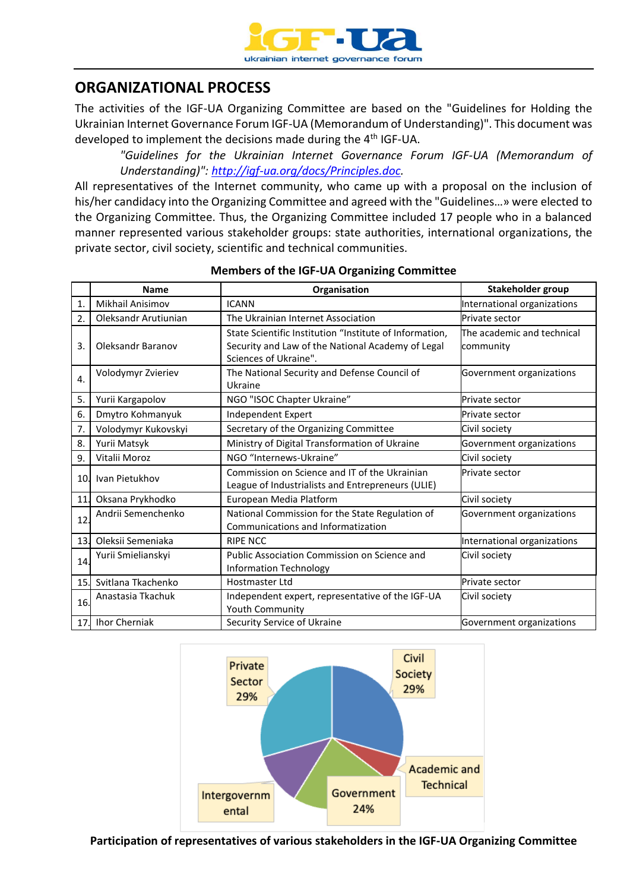## ORGANIZATIONAL PROCESS

The activities of the IGF-UA Organizing Committee are based on the "Guidelines for Holding the Ukrainian Internet Governance Forum IGF-UA (Memorandum of Understanding)". This document was developed to implement the decisions made during the 4th IGF-UA.

> *"Guidelines for the Ukrainian Internet Governance Forum IGF-UA (Memorandum of Understanding)": http://igf-ua.org/docs/Principles.doc.*

All representatives of the Internet community, who came up with a proposal on the inclusion of his/her candidacy into the Organizing Committee and agreed with the "Guidelines…» were elected to the Organizing Committee. Thus, the Organizing Committee included 17 people who in a balanced manner represented various stakeholder groups: state authorities, international organizations, the private sector, civil society, scientific and technical communities.

**Members of the IGF-UA Organizing Committee**

| | Name | Organisation | Stakeholder group |
|---|---|---|---|
| 1. | Mikhail Anisimov | ICANN | International organizations |
| 2. | Oleksandr Arutiunian | The Ukrainian Internet Association | Private sector |
| 3. | Oleksandr Baranov | State Scientific Institution "Institute of Information, Security and Law of the National Academy of Legal Sciences of Ukraine". | The academic and technical community |
| 4. | Volodymyr Zvieriev | The National Security and Defense Council of Ukraine | Government organizations |
| 5. | Yurii Kargapolov | NGO "ISOC Chapter Ukraine" | Private sector |
| 6. | Dmytro Kohmanyuk | Independent Expert | Private sector |
| 7. | Volodymyr Kukovskyi | Secretary of the Organizing Committee | Civil society |
| 8. | Yurii Matsyk | Ministry of Digital Transformation of Ukraine | Government organizations |
| 9. | Vitalii Moroz | NGO "Internews-Ukraine" | Civil society |
| 10. | Ivan Pietukhov | Commission on Science and IT of the Ukrainian League of Industrialists and Entrepreneurs (ULIE) | Private sector |
| 11. | Oksana Prykhodko | European Media Platform | Civil society |
| 12. | Andrii Semenchenko | National Commission for the State Regulation of Communications and Informatization | Government organizations |
| 13. | Oleksii Semeniaka | RIPE NCC | International organizations |
| 14. | Yurii Smielianskyi | Public Association Commission on Science and Information Technology | Civil society |
| 15. | Svitlana Tkachenko | Hostmaster Ltd | Private sector |
| 16. | Anastasia Tkachuk | Independent expert, representative of the IGF-UA Youth Community | Civil society |
| 17. | Ihor Cherniak | Security Service of Ukraine | Government organizations |

Private Sector 29%; Civil Society 29%; Academic and Technical; Government 24%; Intergovernmental

**Participation of representatives of various stakeholders in the IGF-UA Organizing Committee**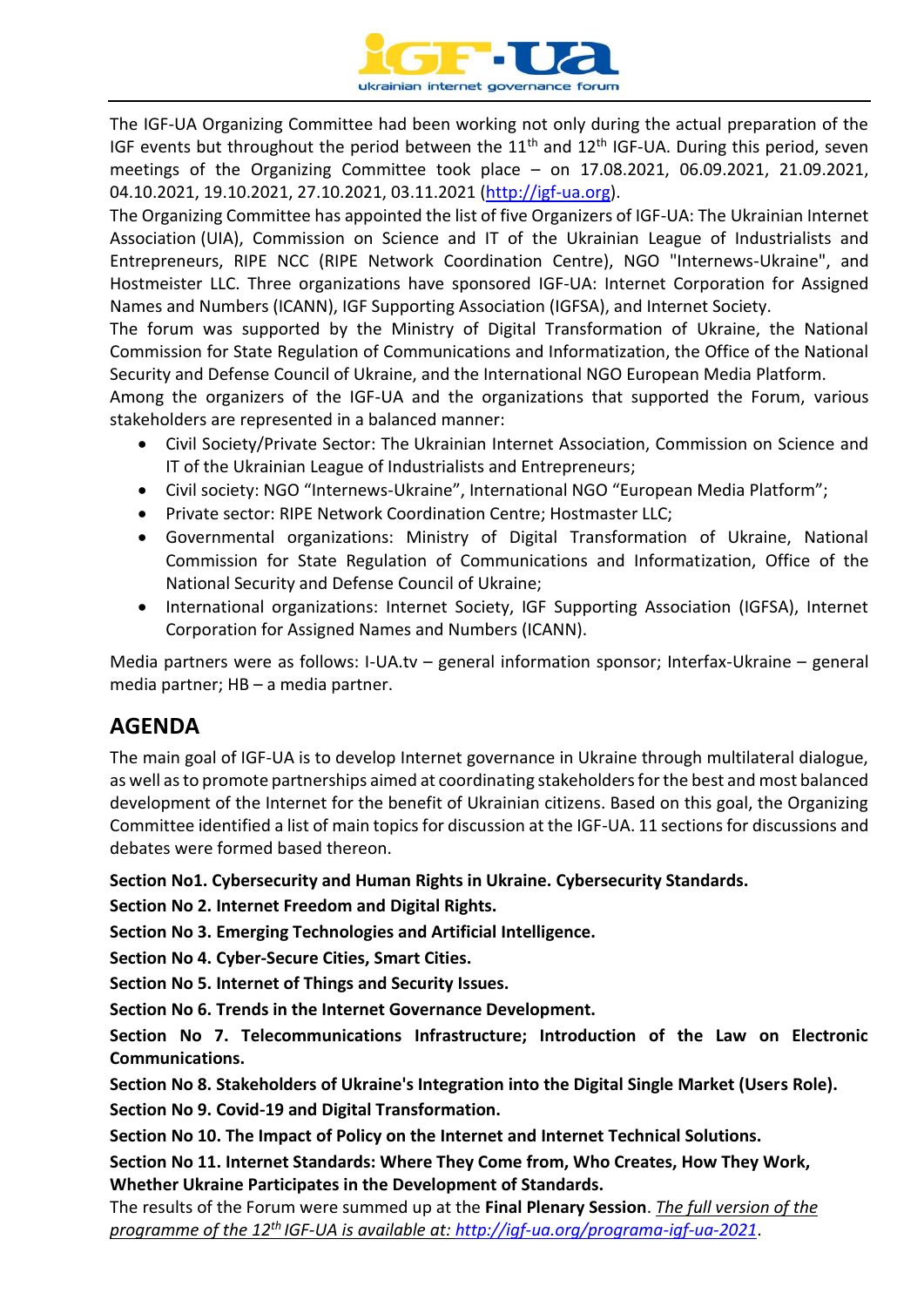The IGF-UA Organizing Committee had been working not only during the actual preparation of the IGF events but throughout the period between the 11th and 12th IGF-UA. During this period, seven meetings of the Organizing Committee took place – on 17.08.2021, 06.09.2021, 21.09.2021, 04.10.2021, 19.10.2021, 27.10.2021, 03.11.2021 (http://igf-ua.org).

The Organizing Committee has appointed the list of five Organizers of IGF-UA: The Ukrainian Internet Association (UIA), Commission on Science and IT of the Ukrainian League of Industrialists and Entrepreneurs, RIPE NCC (RIPE Network Coordination Centre), NGO "Internews-Ukraine", and Hostmeister LLC. Three organizations have sponsored IGF-UA: Internet Corporation for Assigned Names and Numbers (ICANN), IGF Supporting Association (IGFSA), and Internet Society.

The forum was supported by the Ministry of Digital Transformation of Ukraine, the National Commission for State Regulation of Communications and Informatization, the Office of the National Security and Defense Council of Ukraine, and the International NGO European Media Platform.

Among the organizers of the IGF-UA and the organizations that supported the Forum, various stakeholders are represented in a balanced manner:

- Civil Society/Private Sector: The Ukrainian Internet Association, Commission on Science and IT of the Ukrainian League of Industrialists and Entrepreneurs;
- Civil society: NGO "Internews-Ukraine", International NGO "European Media Platform";
- Private sector: RIPE Network Coordination Centre; Hostmaster LLC;
- Governmental organizations: Ministry of Digital Transformation of Ukraine, National Commission for State Regulation of Communications and Informatization, Office of the National Security and Defense Council of Ukraine;
- International organizations: Internet Society, IGF Supporting Association (IGFSA), Internet Corporation for Assigned Names and Numbers (ICANN).

Media partners were as follows: I-UA.tv – general information sponsor; Interfax-Ukraine – general media partner; HB – a media partner.

## AGENDA

The main goal of IGF-UA is to develop Internet governance in Ukraine through multilateral dialogue, as well as to promote partnerships aimed at coordinating stakeholders for the best and most balanced development of the Internet for the benefit of Ukrainian citizens. Based on this goal, the Organizing Committee identified a list of main topics for discussion at the IGF-UA. 11 sections for discussions and debates were formed based thereon.

**Section No1. Cybersecurity and Human Rights in Ukraine. Cybersecurity Standards.**

**Section No 2. Internet Freedom and Digital Rights.**

**Section No 3. Emerging Technologies and Artificial Intelligence.**

**Section No 4. Cyber-Secure Cities, Smart Cities.**

**Section No 5. Internet of Things and Security Issues.**

**Section No 6. Trends in the Internet Governance Development.**

**Section No 7. Telecommunications Infrastructure; Introduction of the Law on Electronic Communications.**

**Section No 8. Stakeholders of Ukraine's Integration into the Digital Single Market (Users Role).**

**Section No 9. Covid-19 and Digital Transformation.**

**Section No 10. The Impact of Policy on the Internet and Internet Technical Solutions.**

**Section No 11. Internet Standards: Where They Come from, Who Creates, How They Work, Whether Ukraine Participates in the Development of Standards.**

The results of the Forum were summed up at the **Final Plenary Session**. *The full version of the programme of the 12th IGF-UA is available at: http://igf-ua.org/programa-igf-ua-2021*.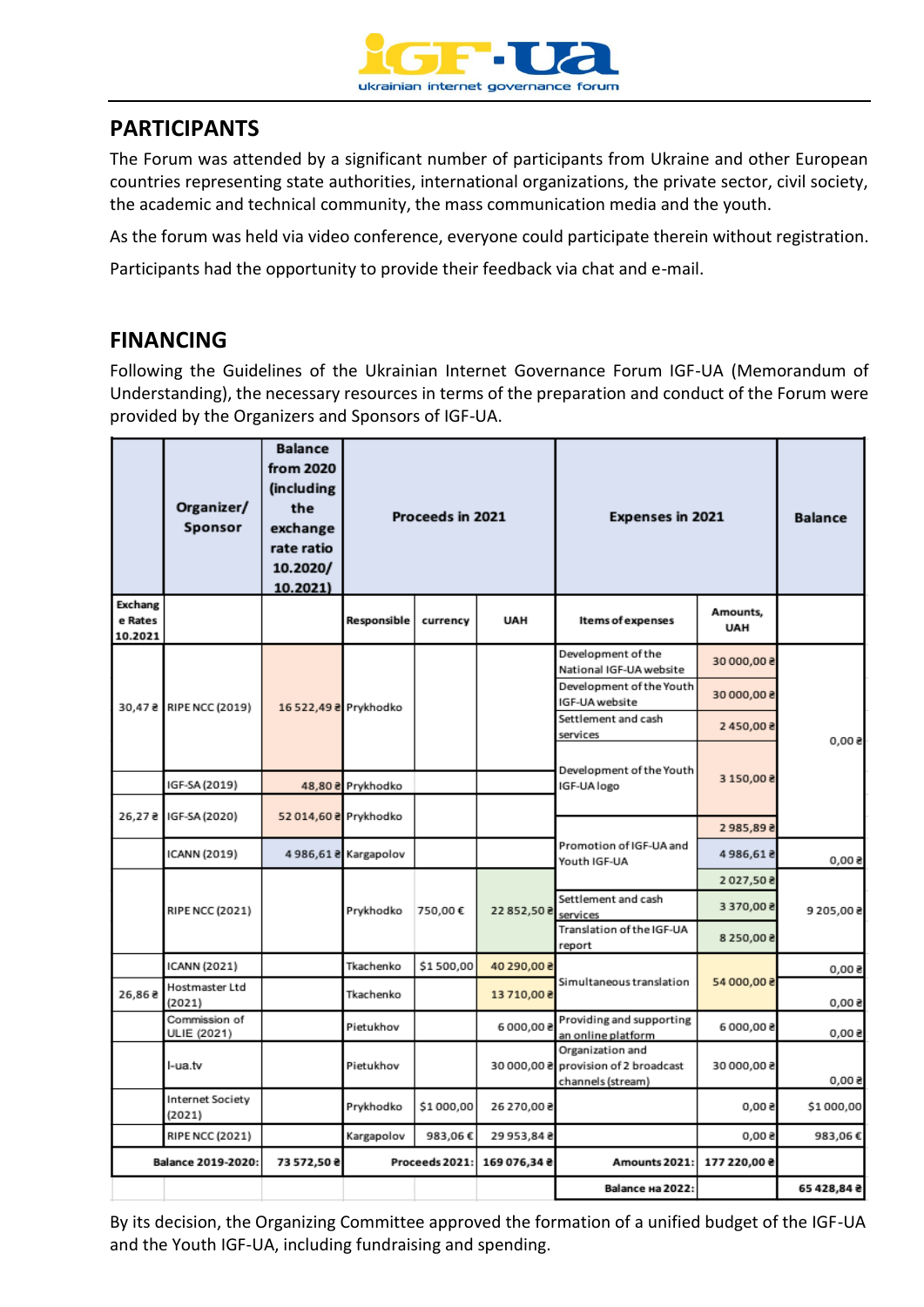## PARTICIPANTS

The Forum was attended by a significant number of participants from Ukraine and other European countries representing state authorities, international organizations, the private sector, civil society, the academic and technical community, the mass communication media and the youth.

As the forum was held via video conference, everyone could participate therein without registration.

Participants had the opportunity to provide their feedback via chat and e-mail.

## FINANCING

Following the Guidelines of the Ukrainian Internet Governance Forum IGF-UA (Memorandum of Understanding), the necessary resources in terms of the preparation and conduct of the Forum were provided by the Organizers and Sponsors of IGF-UA.

| | Organizer/ Sponsor | Balance from 2020 (including the exchange rate ratio 10.2020/ 10.2021) | Proceeds in 2021 | | | Expenses in 2021 | | Balance |
|---|---|---|---|---|---|---|---|---|
| Exchange Rates 10.2021 | | | Responsible | currency | UAH | Items of expenses | Amounts, UAH | |
| 30,47 ₴ | RIPE NCC (2019) | 16 522,49 ₴ | Prykhodko | | | Development of the National IGF-UA website | 30 000,00 ₴ | 0,00 ₴ |
| | | | | | | Development of the Youth IGF-UA website | 30 000,00 ₴ | |
| | | | | | | Settlement and cash services | 2 450,00 ₴ | |
| | IGF-SA (2019) | 48,80 ₴ | Prykhodko | | | Development of the Youth IGF-UA logo | 3 150,00 ₴ | |
| 26,27 ₴ | IGF-SA (2020) | 52 014,60 ₴ | Prykhodko | | | Promotion of IGF-UA and Youth IGF-UA | 2 985,89 ₴ | |
| | ICANN (2019) | 4 986,61 ₴ | Kargapolov | | | | 4 986,61 ₴ | 0,00 ₴ |
| | RIPE NCC (2021) | | Prykhodko | 750,00 € | 22 852,50 ₴ | | 2 027,50 ₴ | 9 205,00 ₴ |
| | | | | | | Settlement and cash services | 3 370,00 ₴ | |
| | | | | | | Translation of the IGF-UA report | 8 250,00 ₴ | |
| | ICANN (2021) | | Tkachenko | $1 500,00 | 40 290,00 ₴ | Simultaneous translation | 54 000,00 ₴ | 0,00 ₴ |
| 26,86 ₴ | Hostmaster Ltd (2021) | | Tkachenko | | 13 710,00 ₴ | | | 0,00 ₴ |
| | Commission of ULIE (2021) | | Pietukhov | | 6 000,00 ₴ | Providing and supporting an online platform | 6 000,00 ₴ | 0,00 ₴ |
| | I-ua.tv | | Pietukhov | | 30 000,00 ₴ | Organization and provision of 2 broadcast channels (stream) | 30 000,00 ₴ | 0,00 ₴ |
| | Internet Society (2021) | | Prykhodko | $1 000,00 | 26 270,00 ₴ | | 0,00 ₴ | $1 000,00 |
| | RIPE NCC (2021) | | Kargapolov | 983,06 € | 29 953,84 ₴ | | 0,00 ₴ | 983,06 € |
| Balance 2019-2020: | | 73 572,50 ₴ | Proceeds 2021: | | 169 076,34 ₴ | Amounts 2021: | 177 220,00 ₴ | |
| | | | | | | Balance на 2022: | | 65 428,84 ₴ |

By its decision, the Organizing Committee approved the formation of a unified budget of the IGF-UA and the Youth IGF-UA, including fundraising and spending.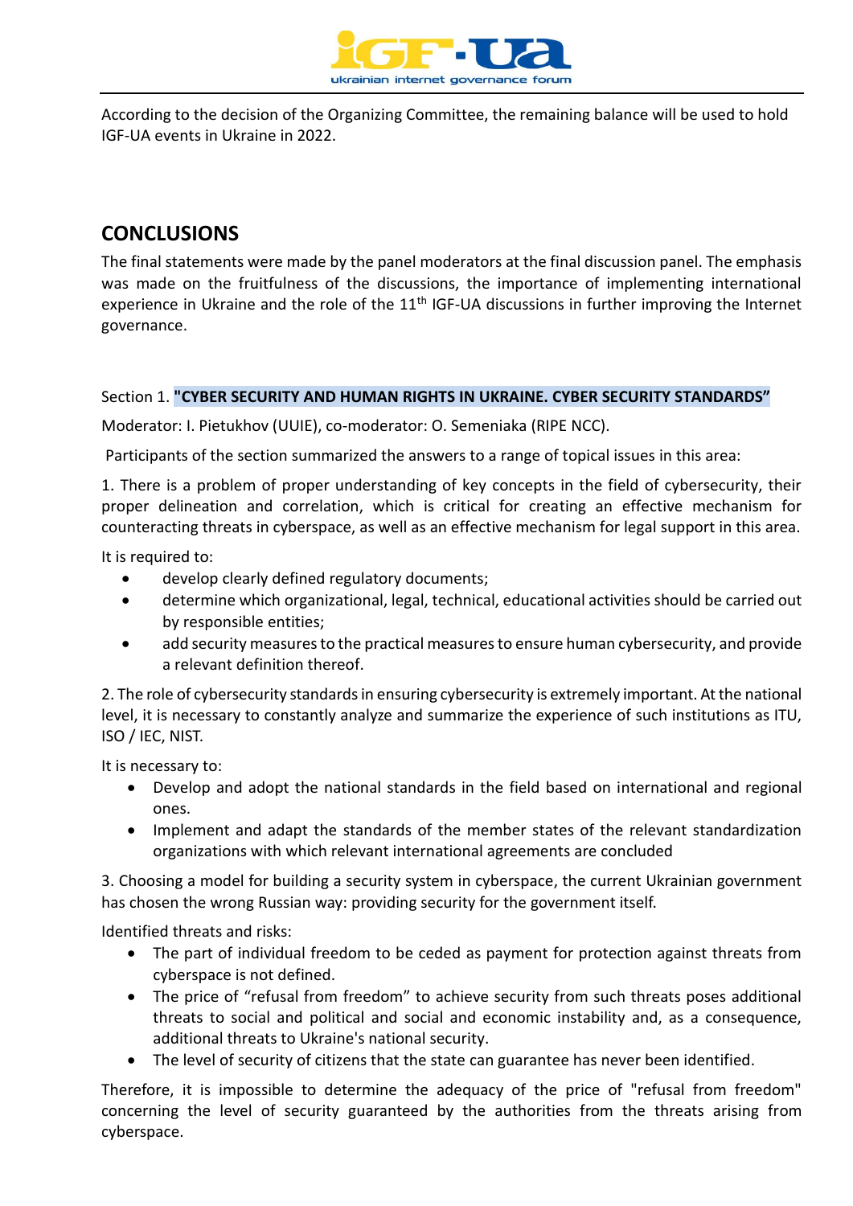According to the decision of the Organizing Committee, the remaining balance will be used to hold IGF-UA events in Ukraine in 2022.

## CONCLUSIONS

The final statements were made by the panel moderators at the final discussion panel. The emphasis was made on the fruitfulness of the discussions, the importance of implementing international experience in Ukraine and the role of the 11th IGF-UA discussions in further improving the Internet governance.

Section 1. **"CYBER SECURITY AND HUMAN RIGHTS IN UKRAINE. CYBER SECURITY STANDARDS"**

Moderator: I. Pietukhov (UUIE), co-moderator: O. Semeniaka (RIPE NCC).

Participants of the section summarized the answers to a range of topical issues in this area:

1. There is a problem of proper understanding of key concepts in the field of cybersecurity, their proper delineation and correlation, which is critical for creating an effective mechanism for counteracting threats in cyberspace, as well as an effective mechanism for legal support in this area.

It is required to:

- develop clearly defined regulatory documents;
- determine which organizational, legal, technical, educational activities should be carried out by responsible entities;
- add security measures to the practical measures to ensure human cybersecurity, and provide a relevant definition thereof.

2. The role of cybersecurity standards in ensuring cybersecurity is extremely important. At the national level, it is necessary to constantly analyze and summarize the experience of such institutions as ITU, ISO / IEC, NIST.

It is necessary to:

- Develop and adopt the national standards in the field based on international and regional ones.
- Implement and adapt the standards of the member states of the relevant standardization organizations with which relevant international agreements are concluded

3. Choosing a model for building a security system in cyberspace, the current Ukrainian government has chosen the wrong Russian way: providing security for the government itself.

Identified threats and risks:

- The part of individual freedom to be ceded as payment for protection against threats from cyberspace is not defined.
- The price of "refusal from freedom" to achieve security from such threats poses additional threats to social and political and social and economic instability and, as a consequence, additional threats to Ukraine's national security.
- The level of security of citizens that the state can guarantee has never been identified.

Therefore, it is impossible to determine the adequacy of the price of "refusal from freedom" concerning the level of security guaranteed by the authorities from the threats arising from cyberspace.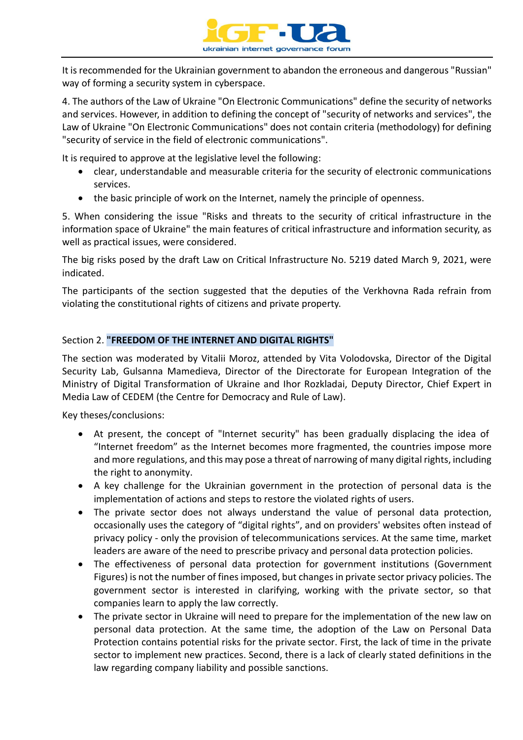It is recommended for the Ukrainian government to abandon the erroneous and dangerous "Russian" way of forming a security system in cyberspace.

4. The authors of the Law of Ukraine "On Electronic Communications" define the security of networks and services. However, in addition to defining the concept of "security of networks and services", the Law of Ukraine "On Electronic Communications" does not contain criteria (methodology) for defining "security of service in the field of electronic communications".

It is required to approve at the legislative level the following:

- clear, understandable and measurable criteria for the security of electronic communications services.
- the basic principle of work on the Internet, namely the principle of openness.

5. When considering the issue "Risks and threats to the security of critical infrastructure in the information space of Ukraine" the main features of critical infrastructure and information security, as well as practical issues, were considered.

The big risks posed by the draft Law on Critical Infrastructure No. 5219 dated March 9, 2021, were indicated.

The participants of the section suggested that the deputies of the Verkhovna Rada refrain from violating the constitutional rights of citizens and private property.

## Section 2. **"FREEDOM OF THE INTERNET AND DIGITAL RIGHTS"**

The section was moderated by Vitalii Moroz, attended by Vita Volodovska, Director of the Digital Security Lab, Gulsanna Mamedieva, Director of the Directorate for European Integration of the Ministry of Digital Transformation of Ukraine and Ihor Rozkladai, Deputy Director, Chief Expert in Media Law of CEDEM (the Centre for Democracy and Rule of Law).

Key theses/conclusions:

- At present, the concept of "Internet security" has been gradually displacing the idea of "Internet freedom" as the Internet becomes more fragmented, the countries impose more and more regulations, and this may pose a threat of narrowing of many digital rights, including the right to anonymity.
- A key challenge for the Ukrainian government in the protection of personal data is the implementation of actions and steps to restore the violated rights of users.
- The private sector does not always understand the value of personal data protection, occasionally uses the category of "digital rights", and on providers' websites often instead of privacy policy - only the provision of telecommunications services. At the same time, market leaders are aware of the need to prescribe privacy and personal data protection policies.
- The effectiveness of personal data protection for government institutions (Government Figures) is not the number of fines imposed, but changes in private sector privacy policies. The government sector is interested in clarifying, working with the private sector, so that companies learn to apply the law correctly.
- The private sector in Ukraine will need to prepare for the implementation of the new law on personal data protection. At the same time, the adoption of the Law on Personal Data Protection contains potential risks for the private sector. First, the lack of time in the private sector to implement new practices. Second, there is a lack of clearly stated definitions in the law regarding company liability and possible sanctions.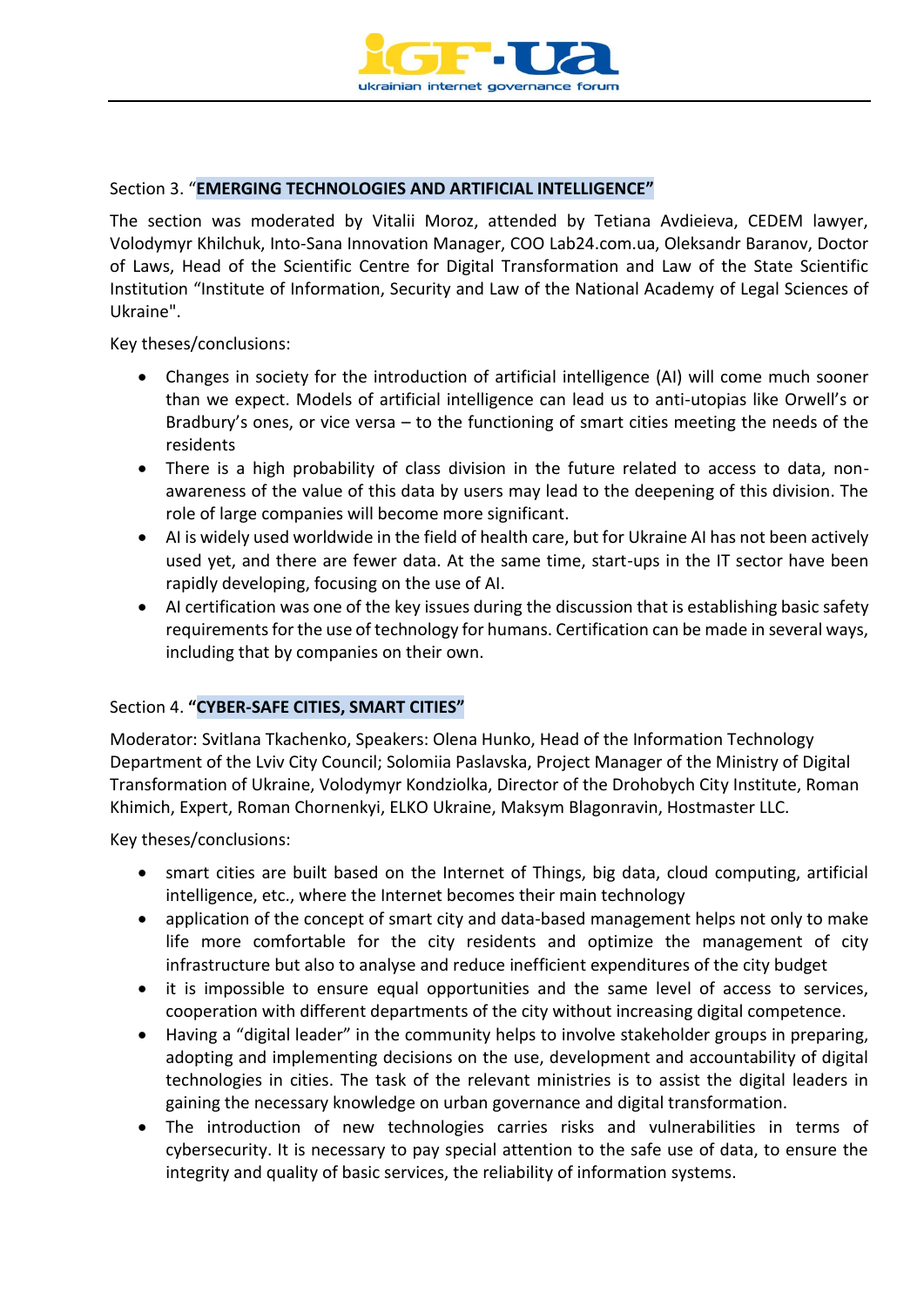Section 3. "**EMERGING TECHNOLOGIES AND ARTIFICIAL INTELLIGENCE"**

The section was moderated by Vitalii Moroz, attended by Tetiana Avdieieva, CEDEM lawyer, Volodymyr Khilchuk, Into-Sana Innovation Manager, COO Lab24.com.ua, Oleksandr Baranov, Doctor of Laws, Head of the Scientific Centre for Digital Transformation and Law of the State Scientific Institution "Institute of Information, Security and Law of the National Academy of Legal Sciences of Ukraine".

Key theses/conclusions:

- Changes in society for the introduction of artificial intelligence (AI) will come much sooner than we expect. Models of artificial intelligence can lead us to anti-utopias like Orwell's or Bradbury's ones, or vice versa – to the functioning of smart cities meeting the needs of the residents
- There is a high probability of class division in the future related to access to data, non-awareness of the value of this data by users may lead to the deepening of this division. The role of large companies will become more significant.
- AI is widely used worldwide in the field of health care, but for Ukraine AI has not been actively used yet, and there are fewer data. At the same time, start-ups in the IT sector have been rapidly developing, focusing on the use of AI.
- AI certification was one of the key issues during the discussion that is establishing basic safety requirements for the use of technology for humans. Certification can be made in several ways, including that by companies on their own.

Section 4. **"CYBER-SAFE CITIES, SMART CITIES"**

Moderator: Svitlana Tkachenko, Speakers: Olena Hunko, Head of the Information Technology Department of the Lviv City Council; Solomiia Paslavska, Project Manager of the Ministry of Digital Transformation of Ukraine, Volodymyr Kondziolka, Director of the Drohobych City Institute, Roman Khimich, Expert, Roman Chornenkyi, ELKO Ukraine, Maksym Blagonravin, Hostmaster LLC.

Key theses/conclusions:

- smart cities are built based on the Internet of Things, big data, cloud computing, artificial intelligence, etc., where the Internet becomes their main technology
- application of the concept of smart city and data-based management helps not only to make life more comfortable for the city residents and optimize the management of city infrastructure but also to analyse and reduce inefficient expenditures of the city budget
- it is impossible to ensure equal opportunities and the same level of access to services, cooperation with different departments of the city without increasing digital competence.
- Having a "digital leader" in the community helps to involve stakeholder groups in preparing, adopting and implementing decisions on the use, development and accountability of digital technologies in cities. The task of the relevant ministries is to assist the digital leaders in gaining the necessary knowledge on urban governance and digital transformation.
- The introduction of new technologies carries risks and vulnerabilities in terms of cybersecurity. It is necessary to pay special attention to the safe use of data, to ensure the integrity and quality of basic services, the reliability of information systems.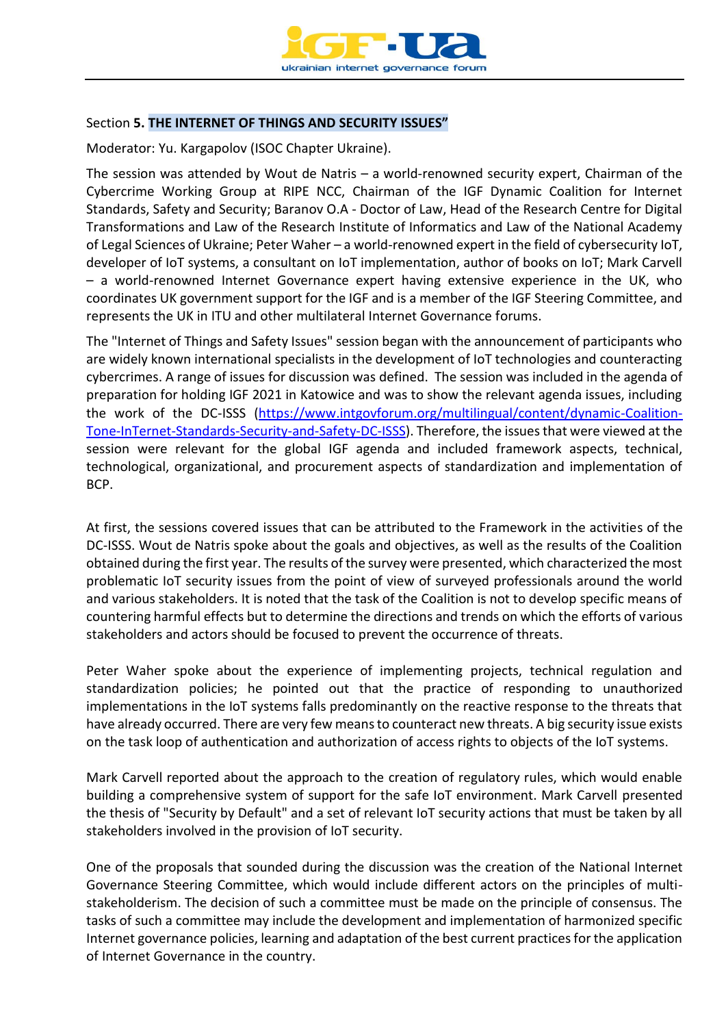Section **5. THE INTERNET OF THINGS AND SECURITY ISSUES"**

Moderator: Yu. Kargapolov (ISOC Chapter Ukraine).

The session was attended by Wout de Natris – a world-renowned security expert, Chairman of the Cybercrime Working Group at RIPE NCC, Chairman of the IGF Dynamic Coalition for Internet Standards, Safety and Security; Baranov O.A - Doctor of Law, Head of the Research Centre for Digital Transformations and Law of the Research Institute of Informatics and Law of the National Academy of Legal Sciences of Ukraine; Peter Waher – a world-renowned expert in the field of cybersecurity IoT, developer of IoT systems, a consultant on IoT implementation, author of books on IoT; Mark Carvell – a world-renowned Internet Governance expert having extensive experience in the UK, who coordinates UK government support for the IGF and is a member of the IGF Steering Committee, and represents the UK in ITU and other multilateral Internet Governance forums.

The "Internet of Things and Safety Issues" session began with the announcement of participants who are widely known international specialists in the development of IoT technologies and counteracting cybercrimes. A range of issues for discussion was defined. The session was included in the agenda of preparation for holding IGF 2021 in Katowice and was to show the relevant agenda issues, including the work of the DC-ISSS (https://www.intgovforum.org/multilingual/content/dynamic-Coalition-Tone-InTernet-Standards-Security-and-Safety-DC-ISSS). Therefore, the issues that were viewed at the session were relevant for the global IGF agenda and included framework aspects, technical, technological, organizational, and procurement aspects of standardization and implementation of BCP.

At first, the sessions covered issues that can be attributed to the Framework in the activities of the DC-ISSS. Wout de Natris spoke about the goals and objectives, as well as the results of the Coalition obtained during the first year. The results of the survey were presented, which characterized the most problematic IoT security issues from the point of view of surveyed professionals around the world and various stakeholders. It is noted that the task of the Coalition is not to develop specific means of countering harmful effects but to determine the directions and trends on which the efforts of various stakeholders and actors should be focused to prevent the occurrence of threats.

Peter Waher spoke about the experience of implementing projects, technical regulation and standardization policies; he pointed out that the practice of responding to unauthorized implementations in the IoT systems falls predominantly on the reactive response to the threats that have already occurred. There are very few means to counteract new threats. A big security issue exists on the task loop of authentication and authorization of access rights to objects of the IoT systems.

Mark Carvell reported about the approach to the creation of regulatory rules, which would enable building a comprehensive system of support for the safe IoT environment. Mark Carvell presented the thesis of "Security by Default" and a set of relevant IoT security actions that must be taken by all stakeholders involved in the provision of IoT security.

One of the proposals that sounded during the discussion was the creation of the National Internet Governance Steering Committee, which would include different actors on the principles of multi-stakeholderism. The decision of such a committee must be made on the principle of consensus. The tasks of such a committee may include the development and implementation of harmonized specific Internet governance policies, learning and adaptation of the best current practices for the application of Internet Governance in the country.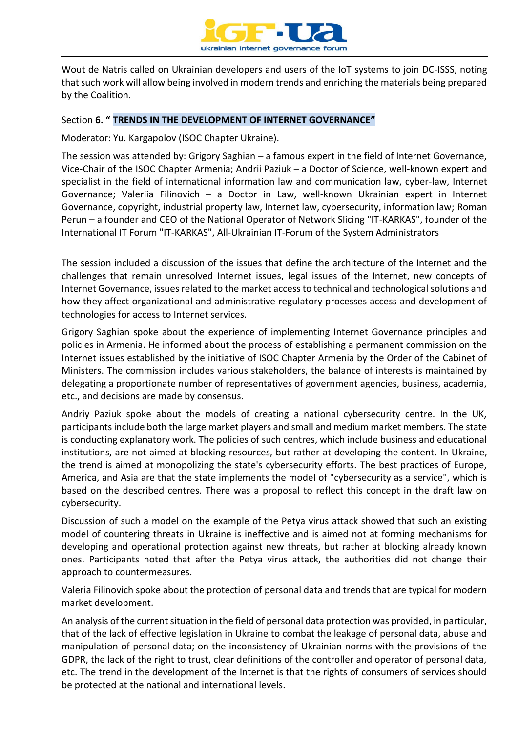Wout de Natris called on Ukrainian developers and users of the IoT systems to join DC-ISSS, noting that such work will allow being involved in modern trends and enriching the materials being prepared by the Coalition.

Section **6. " TRENDS IN THE DEVELOPMENT OF INTERNET GOVERNANCE"**

Moderator: Yu. Kargapolov (ISOC Chapter Ukraine).

The session was attended by: Grigory Saghian – a famous expert in the field of Internet Governance, Vice-Chair of the ISOC Chapter Armenia; Andrii Paziuk – a Doctor of Science, well-known expert and specialist in the field of international information law and communication law, cyber-law, Internet Governance; Valeriia Filinovich – a Doctor in Law, well-known Ukrainian expert in Internet Governance, copyright, industrial property law, Internet law, cybersecurity, information law; Roman Perun – a founder and CEO of the National Operator of Network Slicing "IT-KARKAS", founder of the International IT Forum "IT-KARKAS", All-Ukrainian IT-Forum of the System Administrators

The session included a discussion of the issues that define the architecture of the Internet and the challenges that remain unresolved Internet issues, legal issues of the Internet, new concepts of Internet Governance, issues related to the market access to technical and technological solutions and how they affect organizational and administrative regulatory processes access and development of technologies for access to Internet services.

Grigory Saghian spoke about the experience of implementing Internet Governance principles and policies in Armenia. He informed about the process of establishing a permanent commission on the Internet issues established by the initiative of ISOC Chapter Armenia by the Order of the Cabinet of Ministers. The commission includes various stakeholders, the balance of interests is maintained by delegating a proportionate number of representatives of government agencies, business, academia, etc., and decisions are made by consensus.

Andriy Paziuk spoke about the models of creating a national cybersecurity centre. In the UK, participants include both the large market players and small and medium market members. The state is conducting explanatory work. The policies of such centres, which include business and educational institutions, are not aimed at blocking resources, but rather at developing the content. In Ukraine, the trend is aimed at monopolizing the state's cybersecurity efforts. The best practices of Europe, America, and Asia are that the state implements the model of "cybersecurity as a service", which is based on the described centres. There was a proposal to reflect this concept in the draft law on cybersecurity.

Discussion of such a model on the example of the Petya virus attack showed that such an existing model of countering threats in Ukraine is ineffective and is aimed not at forming mechanisms for developing and operational protection against new threats, but rather at blocking already known ones. Participants noted that after the Petya virus attack, the authorities did not change their approach to countermeasures.

Valeria Filinovich spoke about the protection of personal data and trends that are typical for modern market development.

An analysis of the current situation in the field of personal data protection was provided, in particular, that of the lack of effective legislation in Ukraine to combat the leakage of personal data, abuse and manipulation of personal data; on the inconsistency of Ukrainian norms with the provisions of the GDPR, the lack of the right to trust, clear definitions of the controller and operator of personal data, etc. The trend in the development of the Internet is that the rights of consumers of services should be protected at the national and international levels.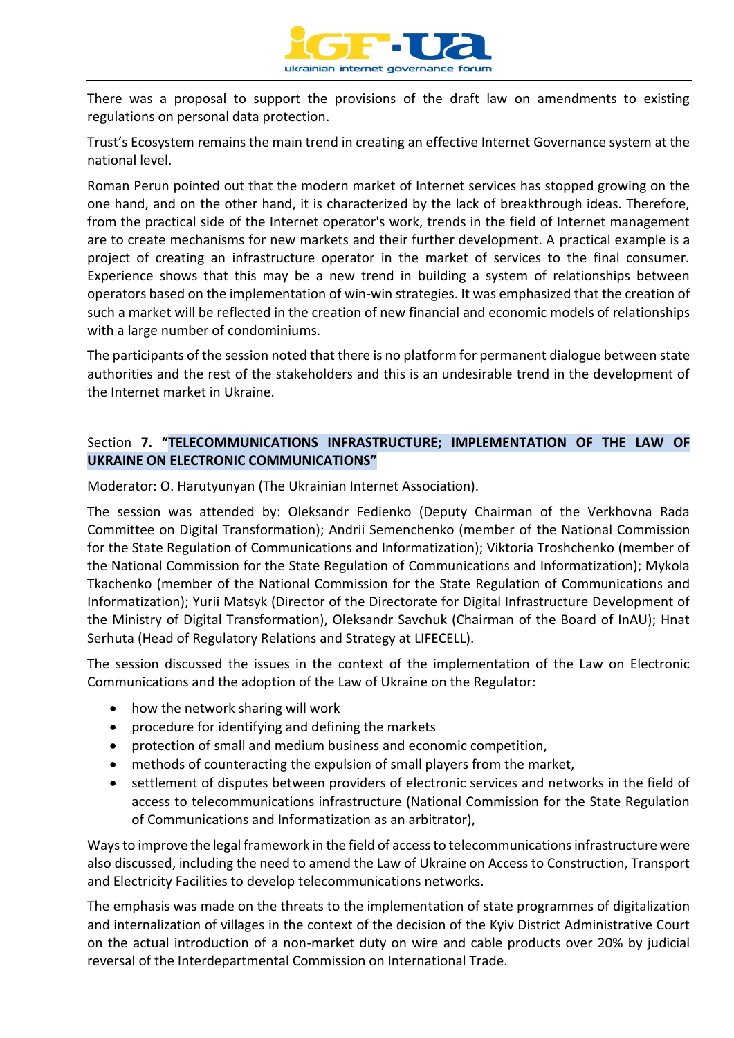There was a proposal to support the provisions of the draft law on amendments to existing regulations on personal data protection.

Trust's Ecosystem remains the main trend in creating an effective Internet Governance system at the national level.

Roman Perun pointed out that the modern market of Internet services has stopped growing on the one hand, and on the other hand, it is characterized by the lack of breakthrough ideas. Therefore, from the practical side of the Internet operator's work, trends in the field of Internet management are to create mechanisms for new markets and their further development. A practical example is a project of creating an infrastructure operator in the market of services to the final consumer. Experience shows that this may be a new trend in building a system of relationships between operators based on the implementation of win-win strategies. It was emphasized that the creation of such a market will be reflected in the creation of new financial and economic models of relationships with a large number of condominiums.

The participants of the session noted that there is no platform for permanent dialogue between state authorities and the rest of the stakeholders and this is an undesirable trend in the development of the Internet market in Ukraine.

## Section **7. "TELECOMMUNICATIONS INFRASTRUCTURE; IMPLEMENTATION OF THE LAW OF UKRAINE ON ELECTRONIC COMMUNICATIONS"**

Moderator: O. Harutyunyan (The Ukrainian Internet Association).

The session was attended by: Oleksandr Fedienko (Deputy Chairman of the Verkhovna Rada Committee on Digital Transformation); Andrii Semenchenko (member of the National Commission for the State Regulation of Communications and Informatization); Viktoria Troshchenko (member of the National Commission for the State Regulation of Communications and Informatization); Mykola Tkachenko (member of the National Commission for the State Regulation of Communications and Informatization); Yurii Matsyk (Director of the Directorate for Digital Infrastructure Development of the Ministry of Digital Transformation), Oleksandr Savchuk (Chairman of the Board of InAU); Hnat Serhuta (Head of Regulatory Relations and Strategy at LIFECELL).

The session discussed the issues in the context of the implementation of the Law on Electronic Communications and the adoption of the Law of Ukraine on the Regulator:

- how the network sharing will work
- procedure for identifying and defining the markets
- protection of small and medium business and economic competition,
- methods of counteracting the expulsion of small players from the market,
- settlement of disputes between providers of electronic services and networks in the field of access to telecommunications infrastructure (National Commission for the State Regulation of Communications and Informatization as an arbitrator),

Ways to improve the legal framework in the field of access to telecommunications infrastructure were also discussed, including the need to amend the Law of Ukraine on Access to Construction, Transport and Electricity Facilities to develop telecommunications networks.

The emphasis was made on the threats to the implementation of state programmes of digitalization and internalization of villages in the context of the decision of the Kyiv District Administrative Court on the actual introduction of a non-market duty on wire and cable products over 20% by judicial reversal of the Interdepartmental Commission on International Trade.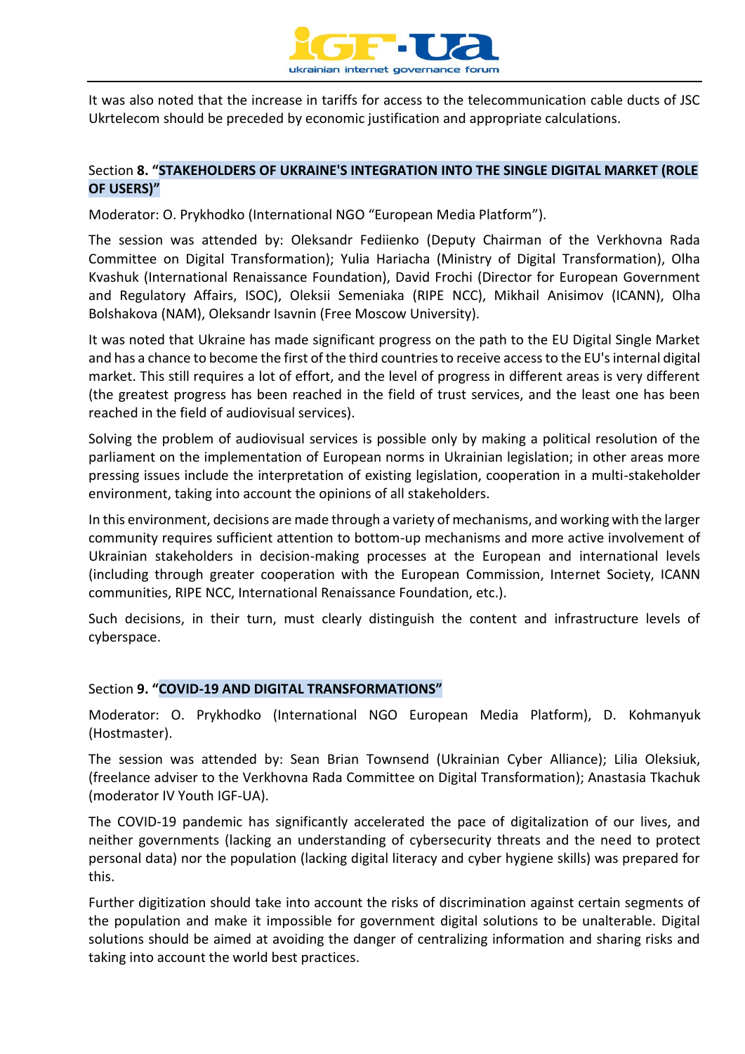It was also noted that the increase in tariffs for access to the telecommunication cable ducts of JSC Ukrtelecom should be preceded by economic justification and appropriate calculations.

## Section **8. "STAKEHOLDERS OF UKRAINE'S INTEGRATION INTO THE SINGLE DIGITAL MARKET (ROLE OF USERS)"**

Moderator: O. Prykhodko (International NGO "European Media Platform").

The session was attended by: Oleksandr Fediienko (Deputy Chairman of the Verkhovna Rada Committee on Digital Transformation); Yulia Hariacha (Ministry of Digital Transformation), Olha Kvashuk (International Renaissance Foundation), David Frochi (Director for European Government and Regulatory Affairs, ISOC), Oleksii Semeniaka (RIPE NCC), Mikhail Anisimov (ICANN), Olha Bolshakova (NAM), Oleksandr Isavnin (Free Moscow University).

It was noted that Ukraine has made significant progress on the path to the EU Digital Single Market and has a chance to become the first of the third countries to receive access to the EU's internal digital market. This still requires a lot of effort, and the level of progress in different areas is very different (the greatest progress has been reached in the field of trust services, and the least one has been reached in the field of audiovisual services).

Solving the problem of audiovisual services is possible only by making a political resolution of the parliament on the implementation of European norms in Ukrainian legislation; in other areas more pressing issues include the interpretation of existing legislation, cooperation in a multi-stakeholder environment, taking into account the opinions of all stakeholders.

In this environment, decisions are made through a variety of mechanisms, and working with the larger community requires sufficient attention to bottom-up mechanisms and more active involvement of Ukrainian stakeholders in decision-making processes at the European and international levels (including through greater cooperation with the European Commission, Internet Society, ICANN communities, RIPE NCC, International Renaissance Foundation, etc.).

Such decisions, in their turn, must clearly distinguish the content and infrastructure levels of cyberspace.

## Section **9. "COVID-19 AND DIGITAL TRANSFORMATIONS"**

Moderator: O. Prykhodko (International NGO European Media Platform), D. Kohmanyuk (Hostmaster).

The session was attended by: Sean Brian Townsend (Ukrainian Cyber Alliance); Lilia Oleksiuk, (freelance adviser to the Verkhovna Rada Committee on Digital Transformation); Anastasia Tkachuk (moderator IV Youth IGF-UA).

The COVID-19 pandemic has significantly accelerated the pace of digitalization of our lives, and neither governments (lacking an understanding of cybersecurity threats and the need to protect personal data) nor the population (lacking digital literacy and cyber hygiene skills) was prepared for this.

Further digitization should take into account the risks of discrimination against certain segments of the population and make it impossible for government digital solutions to be unalterable. Digital solutions should be aimed at avoiding the danger of centralizing information and sharing risks and taking into account the world best practices.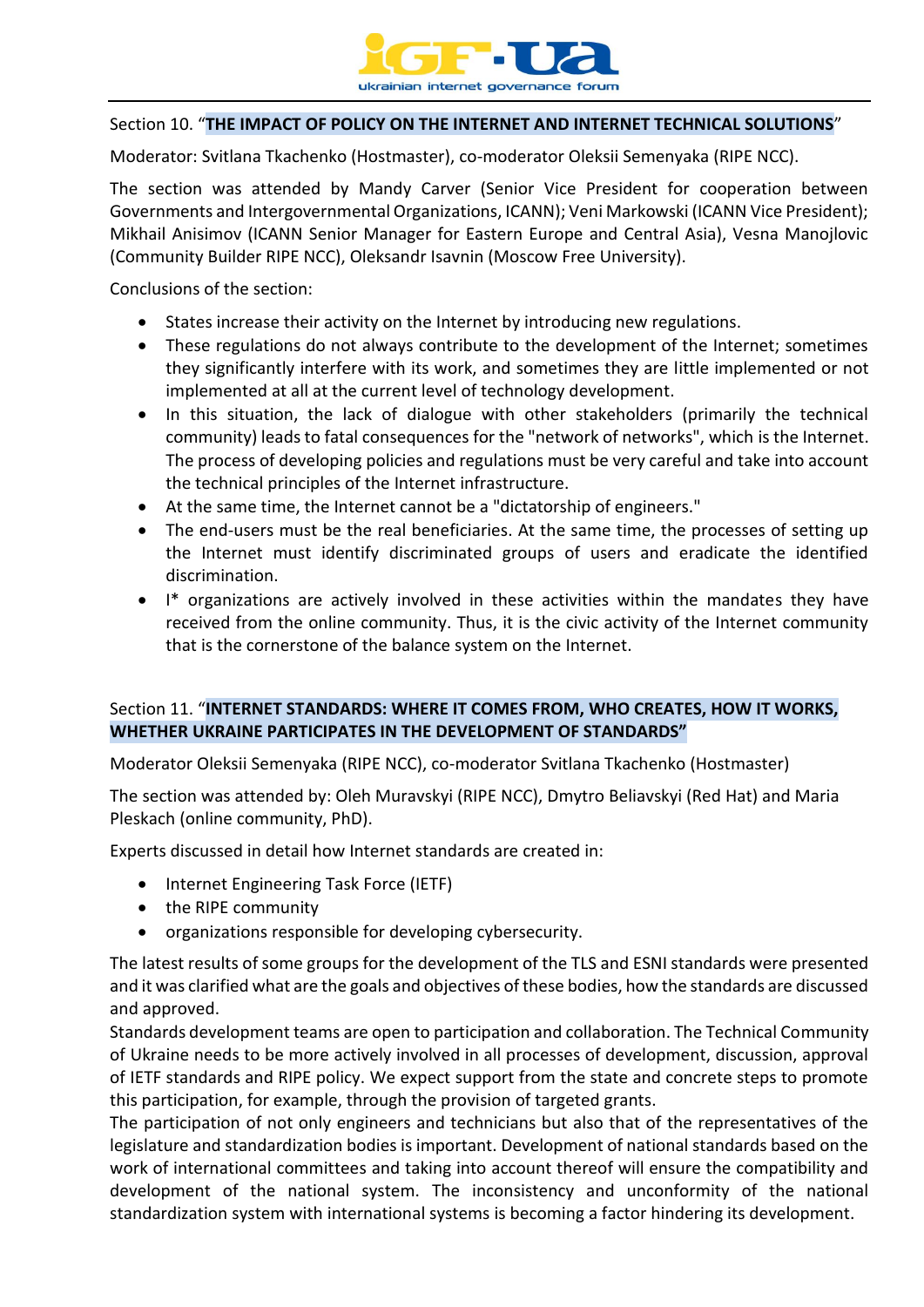Section 10. "**THE IMPACT OF POLICY ON THE INTERNET AND INTERNET TECHNICAL SOLUTIONS**"

Moderator: Svitlana Tkachenko (Hostmaster), co-moderator Oleksii Semenyaka (RIPE NCC).

The section was attended by Mandy Carver (Senior Vice President for cooperation between Governments and Intergovernmental Organizations, ICANN); Veni Markowski (ICANN Vice President); Mikhail Anisimov (ICANN Senior Manager for Eastern Europe and Central Asia), Vesna Manojlovic (Community Builder RIPE NCC), Oleksandr Isavnin (Moscow Free University).

Conclusions of the section:

- States increase their activity on the Internet by introducing new regulations.
- These regulations do not always contribute to the development of the Internet; sometimes they significantly interfere with its work, and sometimes they are little implemented or not implemented at all at the current level of technology development.
- In this situation, the lack of dialogue with other stakeholders (primarily the technical community) leads to fatal consequences for the "network of networks", which is the Internet. The process of developing policies and regulations must be very careful and take into account the technical principles of the Internet infrastructure.
- At the same time, the Internet cannot be a "dictatorship of engineers."
- The end-users must be the real beneficiaries. At the same time, the processes of setting up the Internet must identify discriminated groups of users and eradicate the identified discrimination.
- I* organizations are actively involved in these activities within the mandates they have received from the online community. Thus, it is the civic activity of the Internet community that is the cornerstone of the balance system on the Internet.

Section 11. "**INTERNET STANDARDS: WHERE IT COMES FROM, WHO CREATES, HOW IT WORKS, WHETHER UKRAINE PARTICIPATES IN THE DEVELOPMENT OF STANDARDS"**

Moderator Oleksii Semenyaka (RIPE NCC), co-moderator Svitlana Tkachenko (Hostmaster)

The section was attended by: Oleh Muravskyi (RIPE NCC), Dmytro Beliavskyi (Red Hat) and Maria Pleskach (online community, PhD).

Experts discussed in detail how Internet standards are created in:

- Internet Engineering Task Force (IETF)
- the RIPE community
- organizations responsible for developing cybersecurity.

The latest results of some groups for the development of the TLS and ESNI standards were presented and it was clarified what are the goals and objectives of these bodies, how the standards are discussed and approved.

Standards development teams are open to participation and collaboration. The Technical Community of Ukraine needs to be more actively involved in all processes of development, discussion, approval of IETF standards and RIPE policy. We expect support from the state and concrete steps to promote this participation, for example, through the provision of targeted grants.

The participation of not only engineers and technicians but also that of the representatives of the legislature and standardization bodies is important. Development of national standards based on the work of international committees and taking into account thereof will ensure the compatibility and development of the national system. The inconsistency and unconformity of the national standardization system with international systems is becoming a factor hindering its development.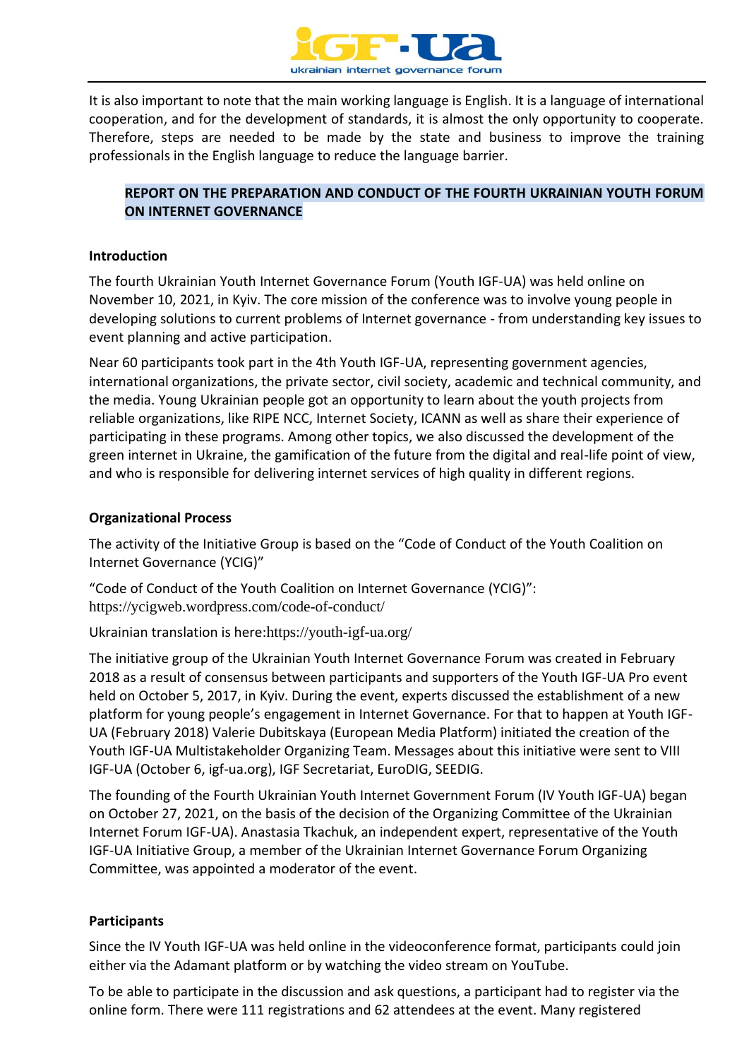It is also important to note that the main working language is English. It is a language of international cooperation, and for the development of standards, it is almost the only opportunity to cooperate. Therefore, steps are needed to be made by the state and business to improve the training professionals in the English language to reduce the language barrier.

## REPORT ON THE PREPARATION AND CONDUCT OF THE FOURTH UKRAINIAN YOUTH FORUM ON INTERNET GOVERNANCE

**Introduction**

The fourth Ukrainian Youth Internet Governance Forum (Youth IGF-UA) was held online on November 10, 2021, in Kyiv. The core mission of the conference was to involve young people in developing solutions to current problems of Internet governance - from understanding key issues to event planning and active participation.

Near 60 participants took part in the 4th Youth IGF-UA, representing government agencies, international organizations, the private sector, civil society, academic and technical community, and the media. Young Ukrainian people got an opportunity to learn about the youth projects from reliable organizations, like RIPE NCC, Internet Society, ICANN as well as share their experience of participating in these programs. Among other topics, we also discussed the development of the green internet in Ukraine, the gamification of the future from the digital and real-life point of view, and who is responsible for delivering internet services of high quality in different regions.

**Organizational Process**

The activity of the Initiative Group is based on the "Code of Conduct of the Youth Coalition on Internet Governance (YCIG)"

"Code of Conduct of the Youth Coalition on Internet Governance (YCIG)": https://ycigweb.wordpress.com/code-of-conduct/

Ukrainian translation is here:https://youth-igf-ua.org/

The initiative group of the Ukrainian Youth Internet Governance Forum was created in February 2018 as a result of consensus between participants and supporters of the Youth IGF-UA Pro event held on October 5, 2017, in Kyiv. During the event, experts discussed the establishment of a new platform for young people's engagement in Internet Governance. For that to happen at Youth IGF-UA (February 2018) Valerie Dubitskaya (European Media Platform) initiated the creation of the Youth IGF-UA Multistakeholder Organizing Team. Messages about this initiative were sent to VIII IGF-UA (October 6, igf-ua.org), IGF Secretariat, EuroDIG, SEEDIG.

The founding of the Fourth Ukrainian Youth Internet Government Forum (IV Youth IGF-UA) began on October 27, 2021, on the basis of the decision of the Organizing Committee of the Ukrainian Internet Forum IGF-UA). Anastasia Tkachuk, an independent expert, representative of the Youth IGF-UA Initiative Group, a member of the Ukrainian Internet Governance Forum Organizing Committee, was appointed a moderator of the event.

**Participants**

Since the IV Youth IGF-UA was held online in the videoconference format, participants could join either via the Adamant platform or by watching the video stream on YouTube.

To be able to participate in the discussion and ask questions, a participant had to register via the online form. There were 111 registrations and 62 attendees at the event. Many registered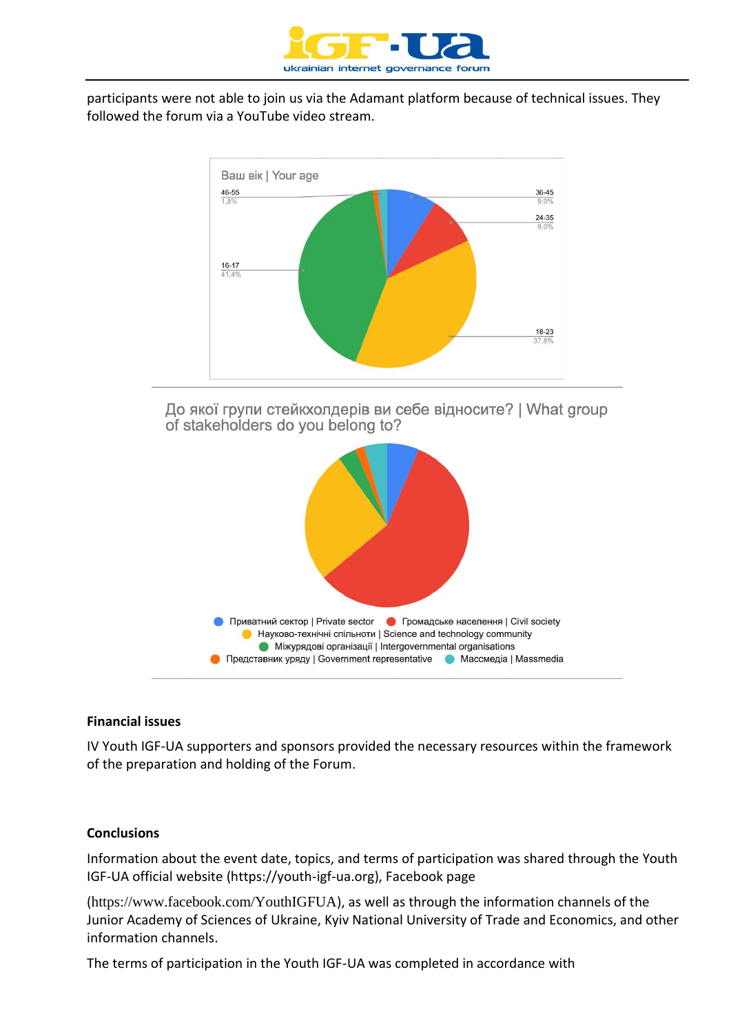participants were not able to join us via the Adamant platform because of technical issues. They followed the forum via a YouTube video stream.

Ваш вік | Your age

- 46-55: 1,8%
- 36-45: 9,0%
- 24-35: 9,0%
- 16-17: 41,4%
- 18-23: 37,8%

До якої групи стейкхолдерів ви себе відносите? | What group of stakeholders do you belong to?

- Приватний сектор | Private sector
- Громадське населення | Civil society
- Науково-технічні спільноти | Science and technology community
- Міжурядові організації | Intergovernmental organisations
- Представник уряду | Government representative
- Массмедіа | Massmedia

**Financial issues**

IV Youth IGF-UA supporters and sponsors provided the necessary resources within the framework of the preparation and holding of the Forum.

**Conclusions**

Information about the event date, topics, and terms of participation was shared through the Youth IGF-UA official website (https://youth-igf-ua.org), Facebook page (https://www.facebook.com/YouthIGFUA), as well as through the information channels of the Junior Academy of Sciences of Ukraine, Kyiv National University of Trade and Economics, and other information channels.

The terms of participation in the Youth IGF-UA was completed in accordance with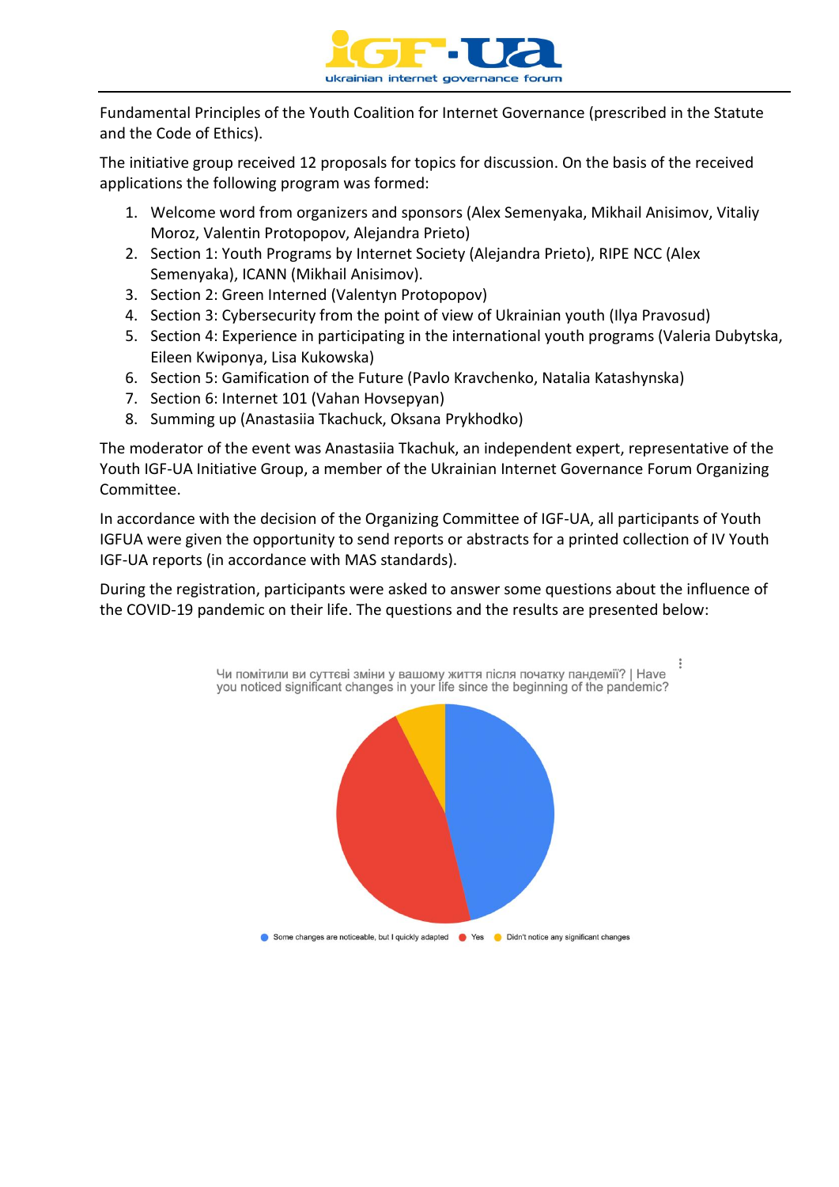Fundamental Principles of the Youth Coalition for Internet Governance (prescribed in the Statute and the Code of Ethics).

The initiative group received 12 proposals for topics for discussion. On the basis of the received applications the following program was formed:

1. Welcome word from organizers and sponsors (Alex Semenyaka, Mikhail Anisimov, Vitaliy Moroz, Valentin Protopopov, Alejandra Prieto)
2. Section 1: Youth Programs by Internet Society (Alejandra Prieto), RIPE NCC (Alex Semenyaka), ICANN (Mikhail Anisimov).
3. Section 2: Green Interned (Valentyn Protopopov)
4. Section 3: Cybersecurity from the point of view of Ukrainian youth (Ilya Pravosud)
5. Section 4: Experience in participating in the international youth programs (Valeria Dubytska, Eileen Kwiponya, Lisa Kukowska)
6. Section 5: Gamification of the Future (Pavlo Kravchenko, Natalia Katashynska)
7. Section 6: Internet 101 (Vahan Hovsepyan)
8. Summing up (Anastasiia Tkachuck, Oksana Prykhodko)

The moderator of the event was Anastasiia Tkachuk, an independent expert, representative of the Youth IGF-UA Initiative Group, a member of the Ukrainian Internet Governance Forum Organizing Committee.

In accordance with the decision of the Organizing Committee of IGF-UA, all participants of Youth IGFUA were given the opportunity to send reports or abstracts for a printed collection of IV Youth IGF-UA reports (in accordance with MAS standards).

During the registration, participants were asked to answer some questions about the influence of the COVID-19 pandemic on their life. The questions and the results are presented below:

Чи помітили ви суттєві зміни у вашому життя після початку пандемії? | Have you noticed significant changes in your life since the beginning of the pandemic?

Some changes are noticeable, but I quickly adapted · Yes · Didn't notice any significant changes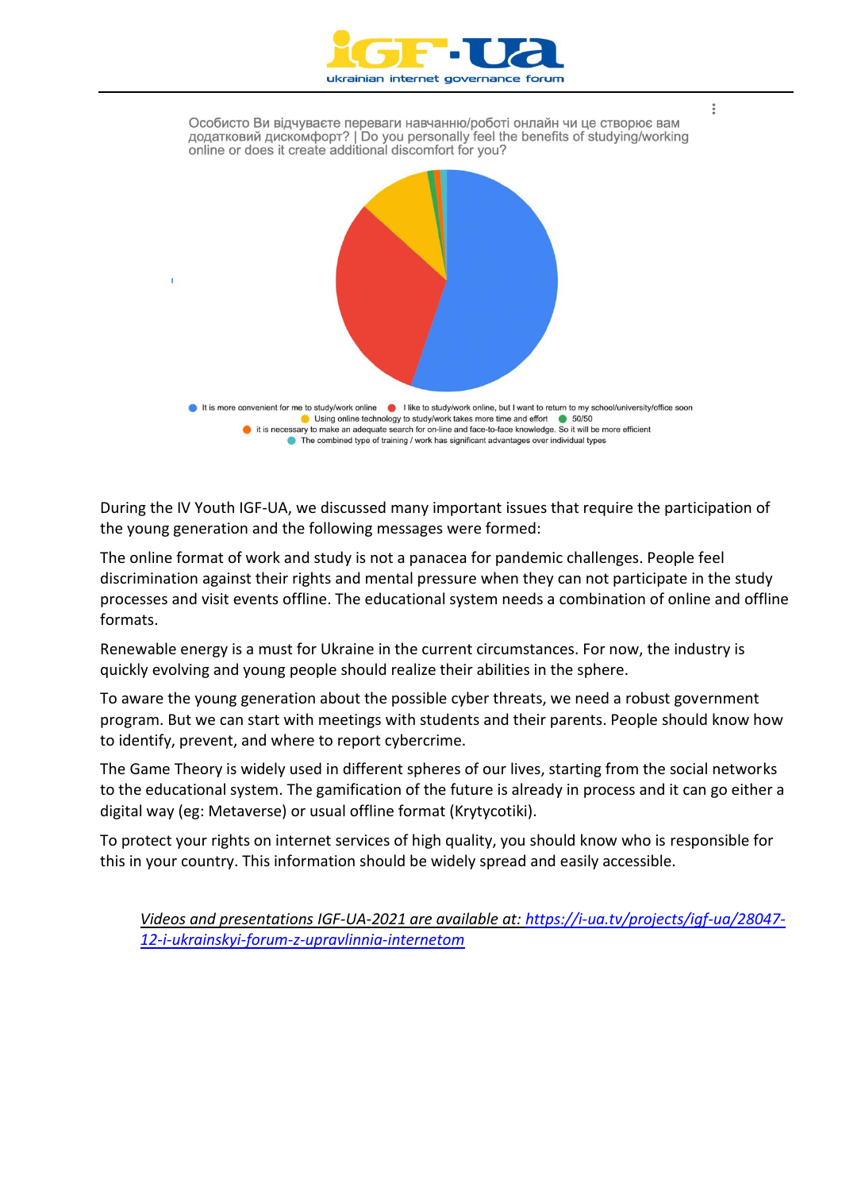Особисто Ви відчуваєте переваги навчанню/роботі онлайн чи це створює вам додатковий дискомфорт? | Do you personally feel the benefits of studying/working online or does it create additional discomfort for you?

- It is more convenient for me to study/work online
- I like to study/work online, but I want to return to my school/university/office soon
- Using online technology to study/work takes more time and effort
- 50/50
- it is necessary to make an adequate search for on-line and face-to-face knowledge. So it will be more efficient
- The combined type of training / work has significant advantages over individual types

During the IV Youth IGF-UA, we discussed many important issues that require the participation of the young generation and the following messages were formed:

The online format of work and study is not a panacea for pandemic challenges. People feel discrimination against their rights and mental pressure when they can not participate in the study processes and visit events offline. The educational system needs a combination of online and offline formats.

Renewable energy is a must for Ukraine in the current circumstances. For now, the industry is quickly evolving and young people should realize their abilities in the sphere.

To aware the young generation about the possible cyber threats, we need a robust government program. But we can start with meetings with students and their parents. People should know how to identify, prevent, and where to report cybercrime.

The Game Theory is widely used in different spheres of our lives, starting from the social networks to the educational system. The gamification of the future is already in process and it can go either a digital way (eg: Metaverse) or usual offline format (Krytycotiki).

To protect your rights on internet services of high quality, you should know who is responsible for this in your country. This information should be widely spread and easily accessible.

*Videos and presentations IGF-UA-2021 are available at: https://i-ua.tv/projects/igf-ua/28047-12-i-ukrainskyi-forum-z-upravlinnia-internetom*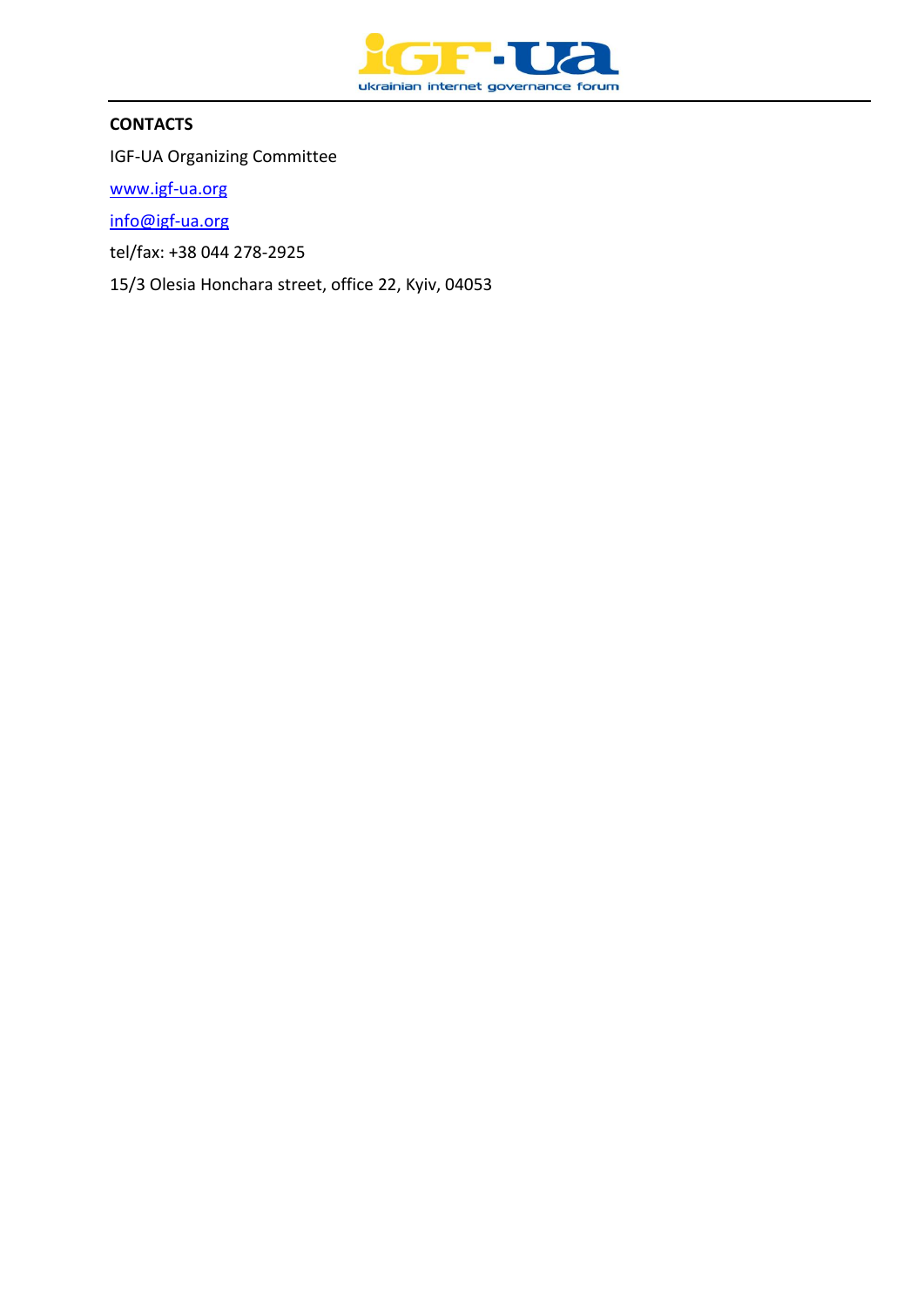**CONTACTS**

IGF-UA Organizing Committee

www.igf-ua.org

info@igf-ua.org

tel/fax: +38 044 278-2925

15/3 Olesia Honchara street, office 22, Kyiv, 04053